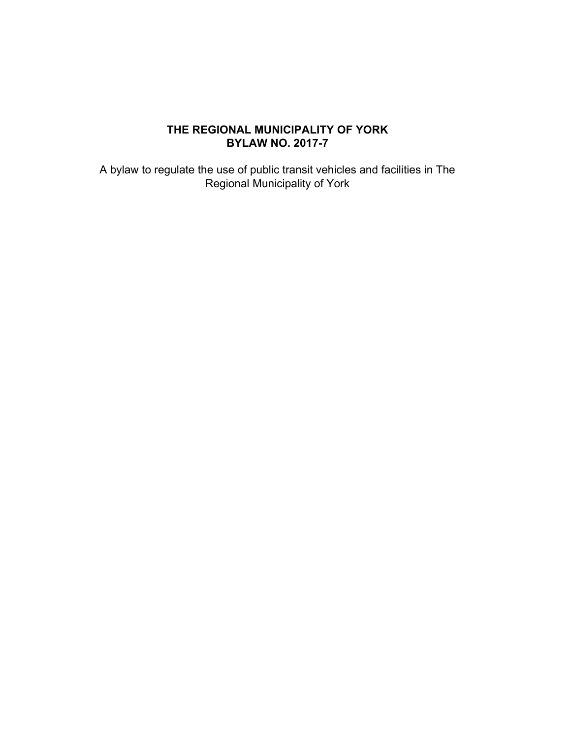# THE REGIONAL MUNICIPALITY OF YORK
# BYLAW NO. 2017-7

A bylaw to regulate the use of public transit vehicles and facilities in The Regional Municipality of York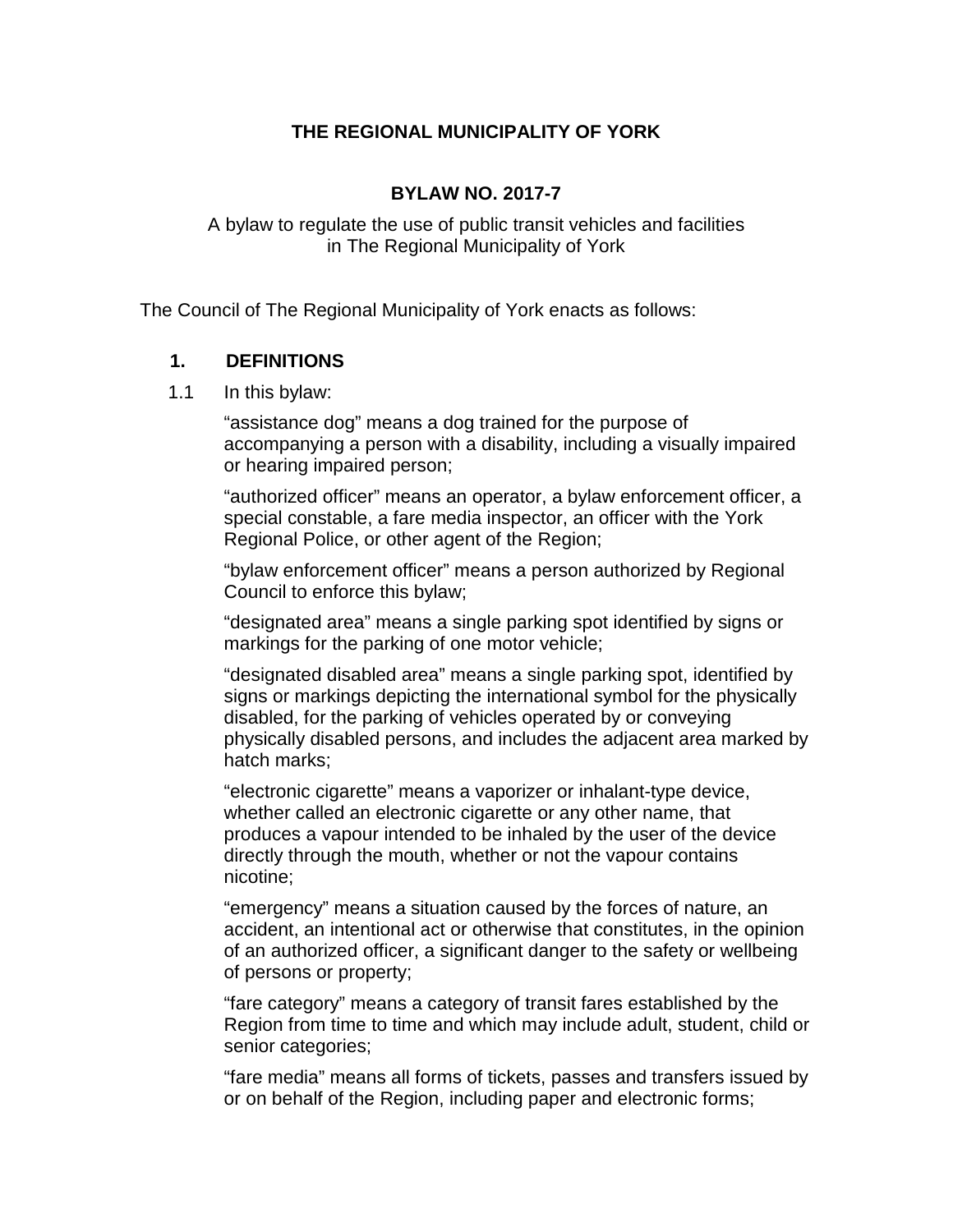# THE REGIONAL MUNICIPALITY OF YORK

## BYLAW NO. 2017-7

A bylaw to regulate the use of public transit vehicles and facilities in The Regional Municipality of York

The Council of The Regional Municipality of York enacts as follows:

### 1. DEFINITIONS

1.1 In this bylaw:

“assistance dog” means a dog trained for the purpose of accompanying a person with a disability, including a visually impaired or hearing impaired person;

“authorized officer” means an operator, a bylaw enforcement officer, a special constable, a fare media inspector, an officer with the York Regional Police, or other agent of the Region;

“bylaw enforcement officer” means a person authorized by Regional Council to enforce this bylaw;

“designated area” means a single parking spot identified by signs or markings for the parking of one motor vehicle;

“designated disabled area” means a single parking spot, identified by signs or markings depicting the international symbol for the physically disabled, for the parking of vehicles operated by or conveying physically disabled persons, and includes the adjacent area marked by hatch marks;

“electronic cigarette” means a vaporizer or inhalant-type device, whether called an electronic cigarette or any other name, that produces a vapour intended to be inhaled by the user of the device directly through the mouth, whether or not the vapour contains nicotine;

“emergency” means a situation caused by the forces of nature, an accident, an intentional act or otherwise that constitutes, in the opinion of an authorized officer, a significant danger to the safety or wellbeing of persons or property;

“fare category” means a category of transit fares established by the Region from time to time and which may include adult, student, child or senior categories;

“fare media” means all forms of tickets, passes and transfers issued by or on behalf of the Region, including paper and electronic forms;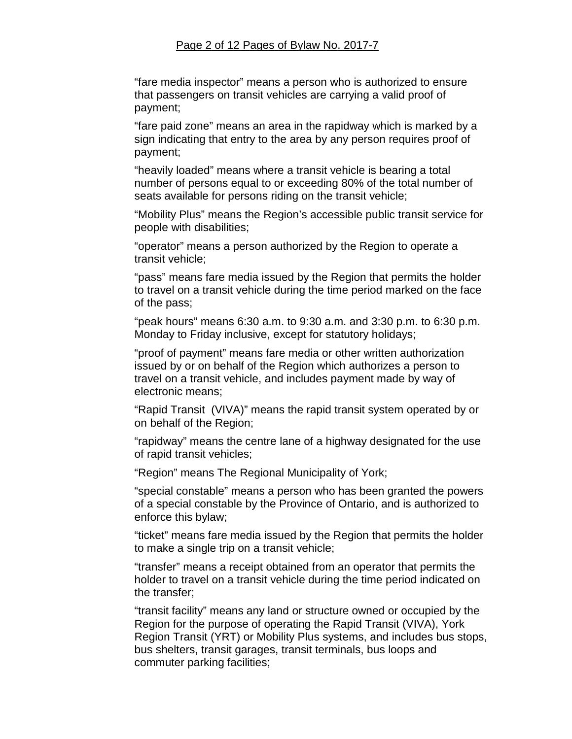“fare media inspector” means a person who is authorized to ensure that passengers on transit vehicles are carrying a valid proof of payment;

“fare paid zone” means an area in the rapidway which is marked by a sign indicating that entry to the area by any person requires proof of payment;

“heavily loaded” means where a transit vehicle is bearing a total number of persons equal to or exceeding 80% of the total number of seats available for persons riding on the transit vehicle;

“Mobility Plus” means the Region’s accessible public transit service for people with disabilities;

“operator” means a person authorized by the Region to operate a transit vehicle;

“pass” means fare media issued by the Region that permits the holder to travel on a transit vehicle during the time period marked on the face of the pass;

“peak hours” means 6:30 a.m. to 9:30 a.m. and 3:30 p.m. to 6:30 p.m. Monday to Friday inclusive, except for statutory holidays;

“proof of payment” means fare media or other written authorization issued by or on behalf of the Region which authorizes a person to travel on a transit vehicle, and includes payment made by way of electronic means;

“Rapid Transit (VIVA)” means the rapid transit system operated by or on behalf of the Region;

“rapidway” means the centre lane of a highway designated for the use of rapid transit vehicles;

“Region” means The Regional Municipality of York;

“special constable” means a person who has been granted the powers of a special constable by the Province of Ontario, and is authorized to enforce this bylaw;

“ticket” means fare media issued by the Region that permits the holder to make a single trip on a transit vehicle;

“transfer” means a receipt obtained from an operator that permits the holder to travel on a transit vehicle during the time period indicated on the transfer;

“transit facility” means any land or structure owned or occupied by the Region for the purpose of operating the Rapid Transit (VIVA), York Region Transit (YRT) or Mobility Plus systems, and includes bus stops, bus shelters, transit garages, transit terminals, bus loops and commuter parking facilities;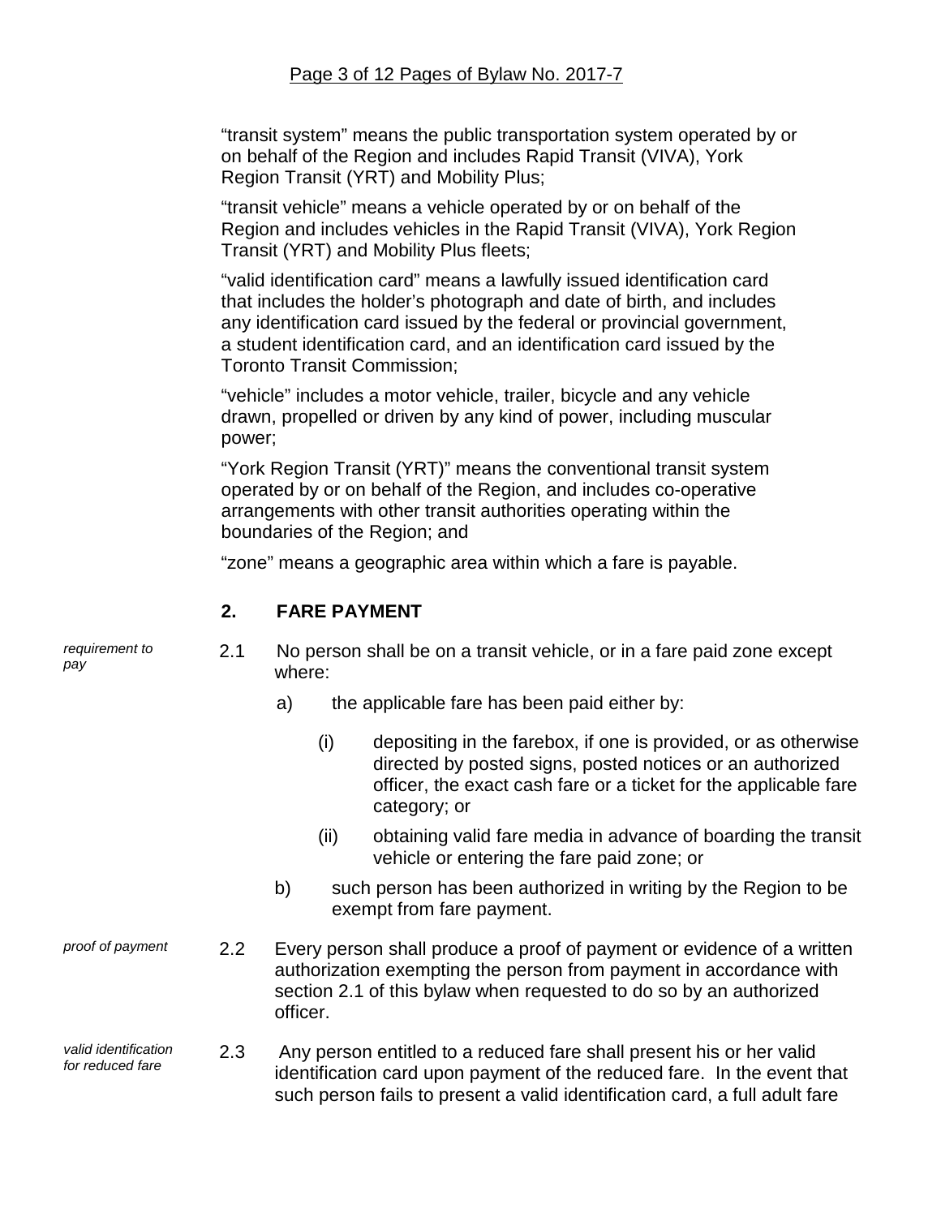"transit system" means the public transportation system operated by or on behalf of the Region and includes Rapid Transit (VIVA), York Region Transit (YRT) and Mobility Plus;

"transit vehicle" means a vehicle operated by or on behalf of the Region and includes vehicles in the Rapid Transit (VIVA), York Region Transit (YRT) and Mobility Plus fleets;

"valid identification card" means a lawfully issued identification card that includes the holder's photograph and date of birth, and includes any identification card issued by the federal or provincial government, a student identification card, and an identification card issued by the Toronto Transit Commission;

"vehicle" includes a motor vehicle, trailer, bicycle and any vehicle drawn, propelled or driven by any kind of power, including muscular power;

"York Region Transit (YRT)" means the conventional transit system operated by or on behalf of the Region, and includes co-operative arrangements with other transit authorities operating within the boundaries of the Region; and

"zone" means a geographic area within which a fare is payable.

## 2. FARE PAYMENT

*requirement to pay*

2.1 No person shall be on a transit vehicle, or in a fare paid zone except where:

a) the applicable fare has been paid either by:

(i) depositing in the farebox, if one is provided, or as otherwise directed by posted signs, posted notices or an authorized officer, the exact cash fare or a ticket for the applicable fare category; or

(ii) obtaining valid fare media in advance of boarding the transit vehicle or entering the fare paid zone; or

b) such person has been authorized in writing by the Region to be exempt from fare payment.

*proof of payment*

2.2 Every person shall produce a proof of payment or evidence of a written authorization exempting the person from payment in accordance with section 2.1 of this bylaw when requested to do so by an authorized officer.

*valid identification for reduced fare*

2.3 Any person entitled to a reduced fare shall present his or her valid identification card upon payment of the reduced fare. In the event that such person fails to present a valid identification card, a full adult fare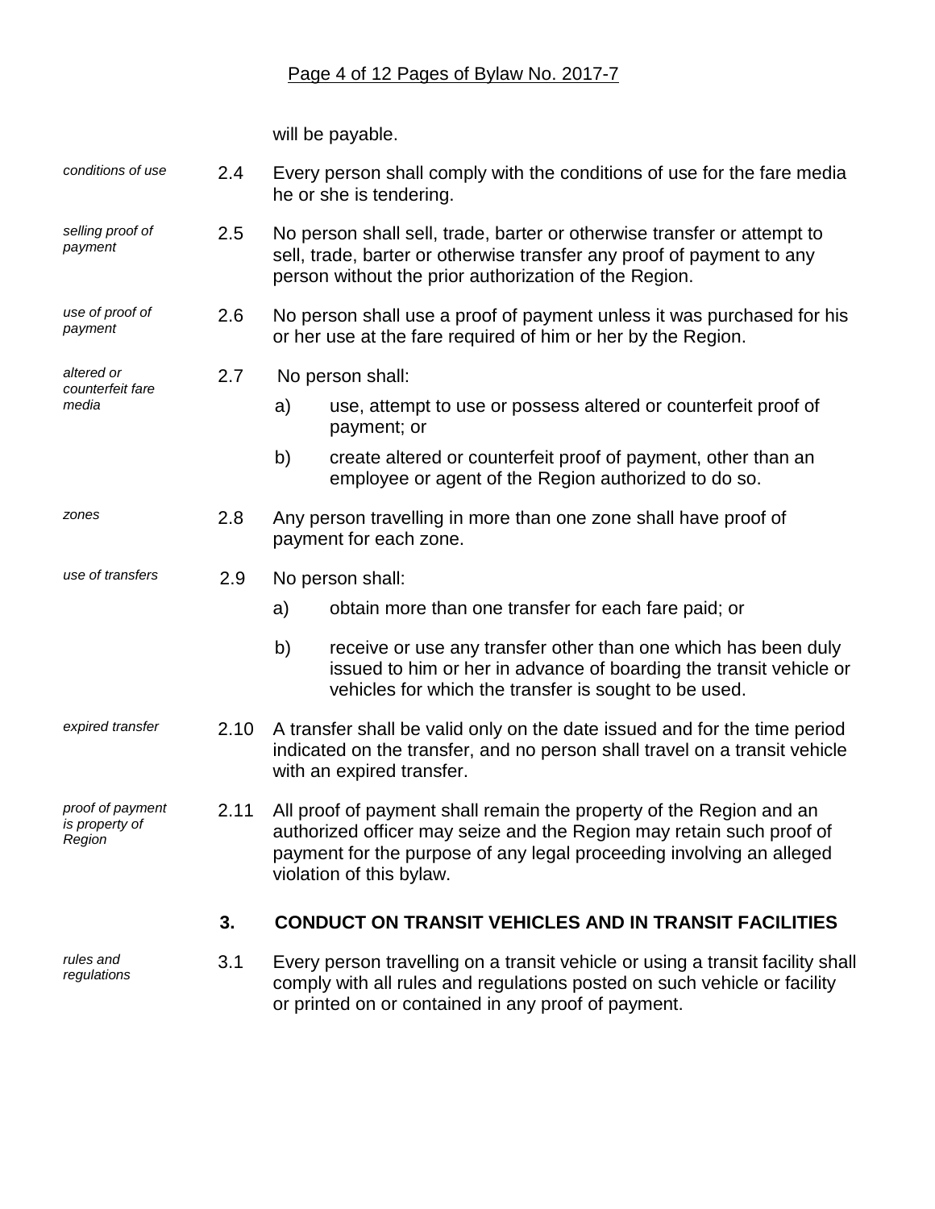will be payable.

*conditions of use* 2.4 Every person shall comply with the conditions of use for the fare media he or she is tendering.

*selling proof of payment* 2.5 No person shall sell, trade, barter or otherwise transfer or attempt to sell, trade, barter or otherwise transfer any proof of payment to any person without the prior authorization of the Region.

*use of proof of payment* 2.6 No person shall use a proof of payment unless it was purchased for his or her use at the fare required of him or her by the Region.

*altered or counterfeit fare media* 2.7 No person shall:

a) use, attempt to use or possess altered or counterfeit proof of payment; or

b) create altered or counterfeit proof of payment, other than an employee or agent of the Region authorized to do so.

*zones* 2.8 Any person travelling in more than one zone shall have proof of payment for each zone.

*use of transfers* 2.9 No person shall:

a) obtain more than one transfer for each fare paid; or

b) receive or use any transfer other than one which has been duly issued to him or her in advance of boarding the transit vehicle or vehicles for which the transfer is sought to be used.

*expired transfer* 2.10 A transfer shall be valid only on the date issued and for the time period indicated on the transfer, and no person shall travel on a transit vehicle with an expired transfer.

*proof of payment is property of Region* 2.11 All proof of payment shall remain the property of the Region and an authorized officer may seize and the Region may retain such proof of payment for the purpose of any legal proceeding involving an alleged violation of this bylaw.

## 3. CONDUCT ON TRANSIT VEHICLES AND IN TRANSIT FACILITIES

*rules and regulations* 3.1 Every person travelling on a transit vehicle or using a transit facility shall comply with all rules and regulations posted on such vehicle or facility or printed on or contained in any proof of payment.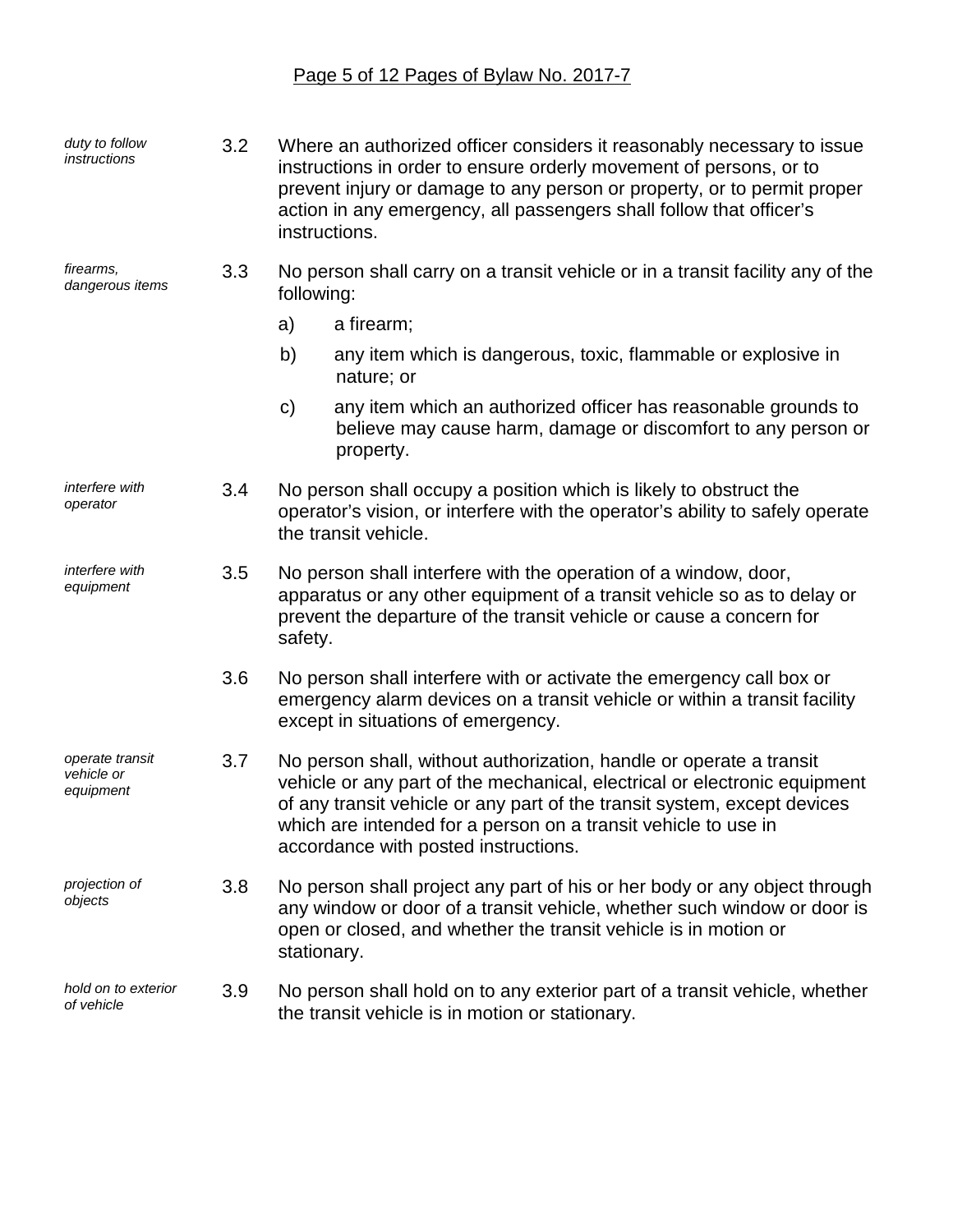*duty to follow instructions*

3.2 Where an authorized officer considers it reasonably necessary to issue instructions in order to ensure orderly movement of persons, or to prevent injury or damage to any person or property, or to permit proper action in any emergency, all passengers shall follow that officer's instructions.

*firearms, dangerous items*

3.3 No person shall carry on a transit vehicle or in a transit facility any of the following:

a) a firearm;

b) any item which is dangerous, toxic, flammable or explosive in nature; or

c) any item which an authorized officer has reasonable grounds to believe may cause harm, damage or discomfort to any person or property.

*interfere with operator*

3.4 No person shall occupy a position which is likely to obstruct the operator's vision, or interfere with the operator's ability to safely operate the transit vehicle.

*interfere with equipment*

3.5 No person shall interfere with the operation of a window, door, apparatus or any other equipment of a transit vehicle so as to delay or prevent the departure of the transit vehicle or cause a concern for safety.

3.6 No person shall interfere with or activate the emergency call box or emergency alarm devices on a transit vehicle or within a transit facility except in situations of emergency.

*operate transit vehicle or equipment*

3.7 No person shall, without authorization, handle or operate a transit vehicle or any part of the mechanical, electrical or electronic equipment of any transit vehicle or any part of the transit system, except devices which are intended for a person on a transit vehicle to use in accordance with posted instructions.

*projection of objects*

3.8 No person shall project any part of his or her body or any object through any window or door of a transit vehicle, whether such window or door is open or closed, and whether the transit vehicle is in motion or stationary.

*hold on to exterior of vehicle*

3.9 No person shall hold on to any exterior part of a transit vehicle, whether the transit vehicle is in motion or stationary.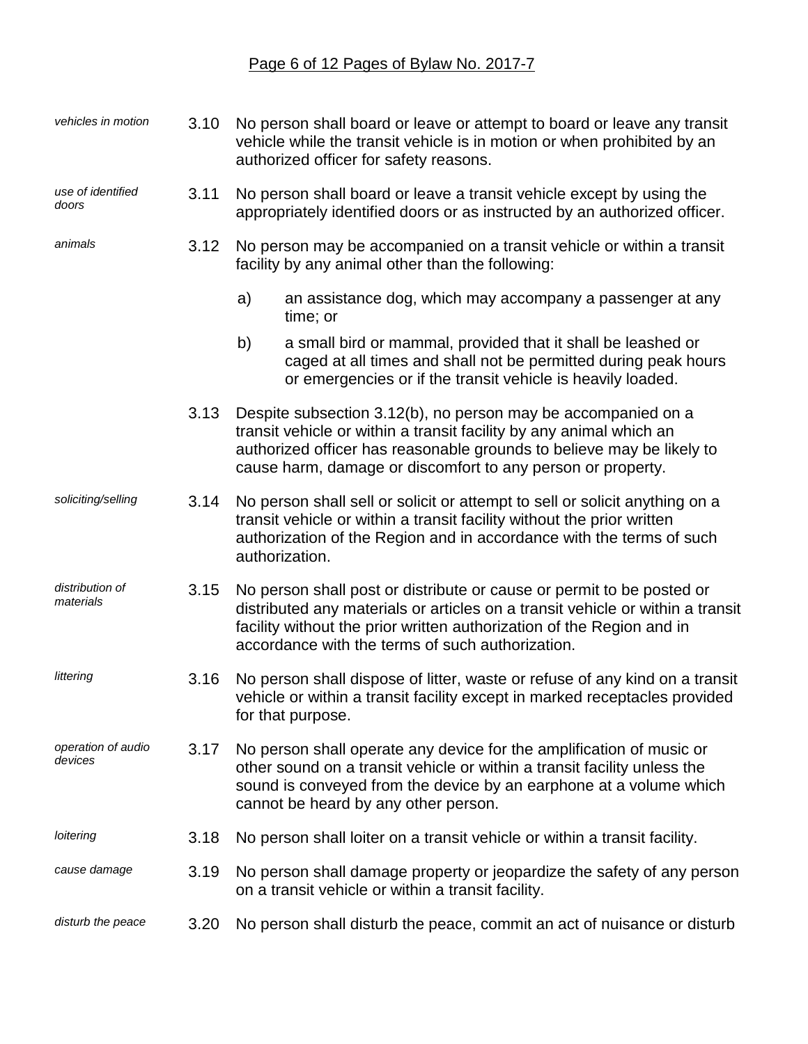*vehicles in motion* **3.10** No person shall board or leave or attempt to board or leave any transit vehicle while the transit vehicle is in motion or when prohibited by an authorized officer for safety reasons.

*use of identified doors* **3.11** No person shall board or leave a transit vehicle except by using the appropriately identified doors or as instructed by an authorized officer.

*animals* **3.12** No person may be accompanied on a transit vehicle or within a transit facility by any animal other than the following:

a) an assistance dog, which may accompany a passenger at any time; or

b) a small bird or mammal, provided that it shall be leashed or caged at all times and shall not be permitted during peak hours or emergencies or if the transit vehicle is heavily loaded.

**3.13** Despite subsection 3.12(b), no person may be accompanied on a transit vehicle or within a transit facility by any animal which an authorized officer has reasonable grounds to believe may be likely to cause harm, damage or discomfort to any person or property.

*soliciting/selling* **3.14** No person shall sell or solicit or attempt to sell or solicit anything on a transit vehicle or within a transit facility without the prior written authorization of the Region and in accordance with the terms of such authorization.

*distribution of materials* **3.15** No person shall post or distribute or cause or permit to be posted or distributed any materials or articles on a transit vehicle or within a transit facility without the prior written authorization of the Region and in accordance with the terms of such authorization.

*littering* **3.16** No person shall dispose of litter, waste or refuse of any kind on a transit vehicle or within a transit facility except in marked receptacles provided for that purpose.

*operation of audio devices* **3.17** No person shall operate any device for the amplification of music or other sound on a transit vehicle or within a transit facility unless the sound is conveyed from the device by an earphone at a volume which cannot be heard by any other person.

*loitering* **3.18** No person shall loiter on a transit vehicle or within a transit facility.

*cause damage* **3.19** No person shall damage property or jeopardize the safety of any person on a transit vehicle or within a transit facility.

*disturb the peace* **3.20** No person shall disturb the peace, commit an act of nuisance or disturb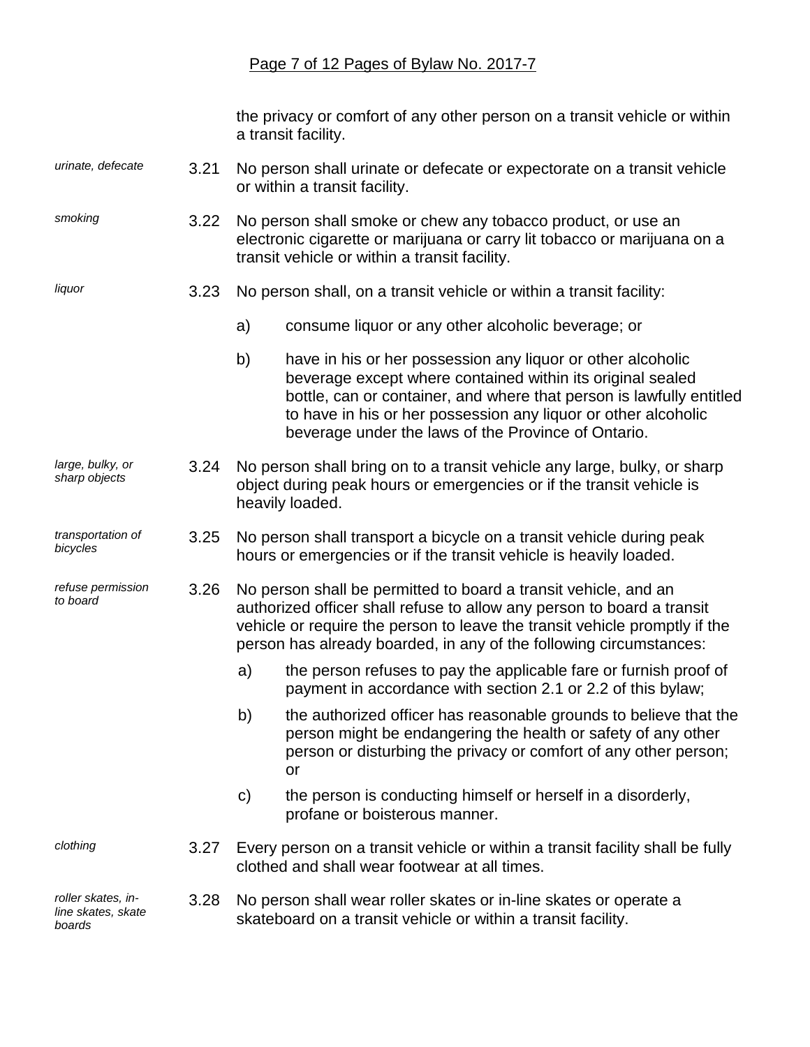the privacy or comfort of any other person on a transit vehicle or within a transit facility.

*urinate, defecate*

3.21 No person shall urinate or defecate or expectorate on a transit vehicle or within a transit facility.

*smoking*

3.22 No person shall smoke or chew any tobacco product, or use an electronic cigarette or marijuana or carry lit tobacco or marijuana on a transit vehicle or within a transit facility.

*liquor*

3.23 No person shall, on a transit vehicle or within a transit facility:

a) consume liquor or any other alcoholic beverage; or

b) have in his or her possession any liquor or other alcoholic beverage except where contained within its original sealed bottle, can or container, and where that person is lawfully entitled to have in his or her possession any liquor or other alcoholic beverage under the laws of the Province of Ontario.

*large, bulky, or sharp objects*

3.24 No person shall bring on to a transit vehicle any large, bulky, or sharp object during peak hours or emergencies or if the transit vehicle is heavily loaded.

*transportation of bicycles*

3.25 No person shall transport a bicycle on a transit vehicle during peak hours or emergencies or if the transit vehicle is heavily loaded.

*refuse permission to board*

3.26 No person shall be permitted to board a transit vehicle, and an authorized officer shall refuse to allow any person to board a transit vehicle or require the person to leave the transit vehicle promptly if the person has already boarded, in any of the following circumstances:

a) the person refuses to pay the applicable fare or furnish proof of payment in accordance with section 2.1 or 2.2 of this bylaw;

b) the authorized officer has reasonable grounds to believe that the person might be endangering the health or safety of any other person or disturbing the privacy or comfort of any other person; or

c) the person is conducting himself or herself in a disorderly, profane or boisterous manner.

*clothing*

3.27 Every person on a transit vehicle or within a transit facility shall be fully clothed and shall wear footwear at all times.

*roller skates, in-line skates, skate boards*

3.28 No person shall wear roller skates or in-line skates or operate a skateboard on a transit vehicle or within a transit facility.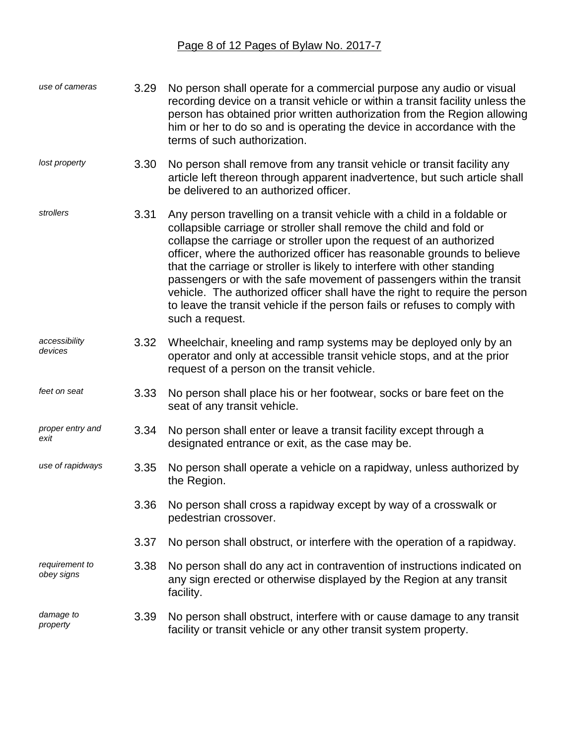*use of cameras*

3.29 No person shall operate for a commercial purpose any audio or visual recording device on a transit vehicle or within a transit facility unless the person has obtained prior written authorization from the Region allowing him or her to do so and is operating the device in accordance with the terms of such authorization.

*lost property*

3.30 No person shall remove from any transit vehicle or transit facility any article left thereon through apparent inadvertence, but such article shall be delivered to an authorized officer.

*strollers*

3.31 Any person travelling on a transit vehicle with a child in a foldable or collapsible carriage or stroller shall remove the child and fold or collapse the carriage or stroller upon the request of an authorized officer, where the authorized officer has reasonable grounds to believe that the carriage or stroller is likely to interfere with other standing passengers or with the safe movement of passengers within the transit vehicle. The authorized officer shall have the right to require the person to leave the transit vehicle if the person fails or refuses to comply with such a request.

*accessibility devices*

3.32 Wheelchair, kneeling and ramp systems may be deployed only by an operator and only at accessible transit vehicle stops, and at the prior request of a person on the transit vehicle.

*feet on seat*

3.33 No person shall place his or her footwear, socks or bare feet on the seat of any transit vehicle.

*proper entry and exit*

3.34 No person shall enter or leave a transit facility except through a designated entrance or exit, as the case may be.

*use of rapidways*

3.35 No person shall operate a vehicle on a rapidway, unless authorized by the Region.

3.36 No person shall cross a rapidway except by way of a crosswalk or pedestrian crossover.

3.37 No person shall obstruct, or interfere with the operation of a rapidway.

*requirement to obey signs*

3.38 No person shall do any act in contravention of instructions indicated on any sign erected or otherwise displayed by the Region at any transit facility.

*damage to property*

3.39 No person shall obstruct, interfere with or cause damage to any transit facility or transit vehicle or any other transit system property.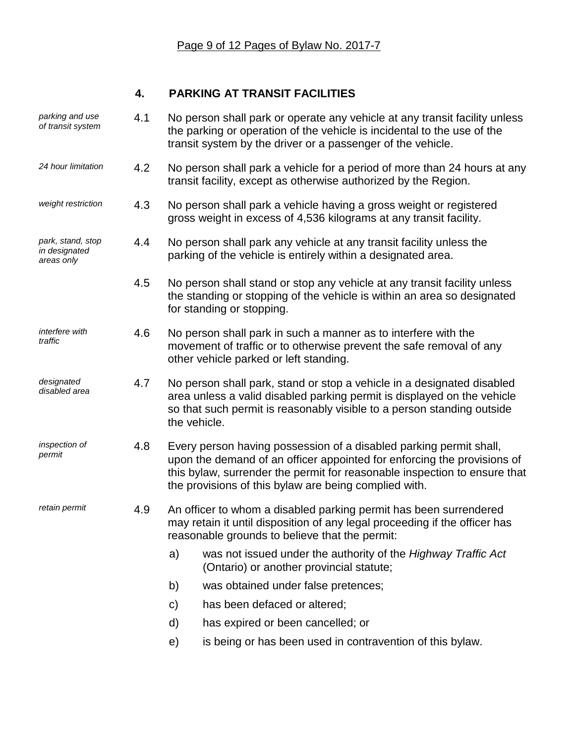## 4. PARKING AT TRANSIT FACILITIES

*parking and use of transit system*

4.1 No person shall park or operate any vehicle at any transit facility unless the parking or operation of the vehicle is incidental to the use of the transit system by the driver or a passenger of the vehicle.

*24 hour limitation*

4.2 No person shall park a vehicle for a period of more than 24 hours at any transit facility, except as otherwise authorized by the Region.

*weight restriction*

4.3 No person shall park a vehicle having a gross weight or registered gross weight in excess of 4,536 kilograms at any transit facility.

*park, stand, stop in designated areas only*

4.4 No person shall park any vehicle at any transit facility unless the parking of the vehicle is entirely within a designated area.

4.5 No person shall stand or stop any vehicle at any transit facility unless the standing or stopping of the vehicle is within an area so designated for standing or stopping.

*interfere with traffic*

4.6 No person shall park in such a manner as to interfere with the movement of traffic or to otherwise prevent the safe removal of any other vehicle parked or left standing.

*designated disabled area*

4.7 No person shall park, stand or stop a vehicle in a designated disabled area unless a valid disabled parking permit is displayed on the vehicle so that such permit is reasonably visible to a person standing outside the vehicle.

*inspection of permit*

4.8 Every person having possession of a disabled parking permit shall, upon the demand of an officer appointed for enforcing the provisions of this bylaw, surrender the permit for reasonable inspection to ensure that the provisions of this bylaw are being complied with.

*retain permit*

4.9 An officer to whom a disabled parking permit has been surrendered may retain it until disposition of any legal proceeding if the officer has reasonable grounds to believe that the permit:

a) was not issued under the authority of the *Highway Traffic Act* (Ontario) or another provincial statute;

b) was obtained under false pretences;

c) has been defaced or altered;

d) has expired or been cancelled; or

e) is being or has been used in contravention of this bylaw.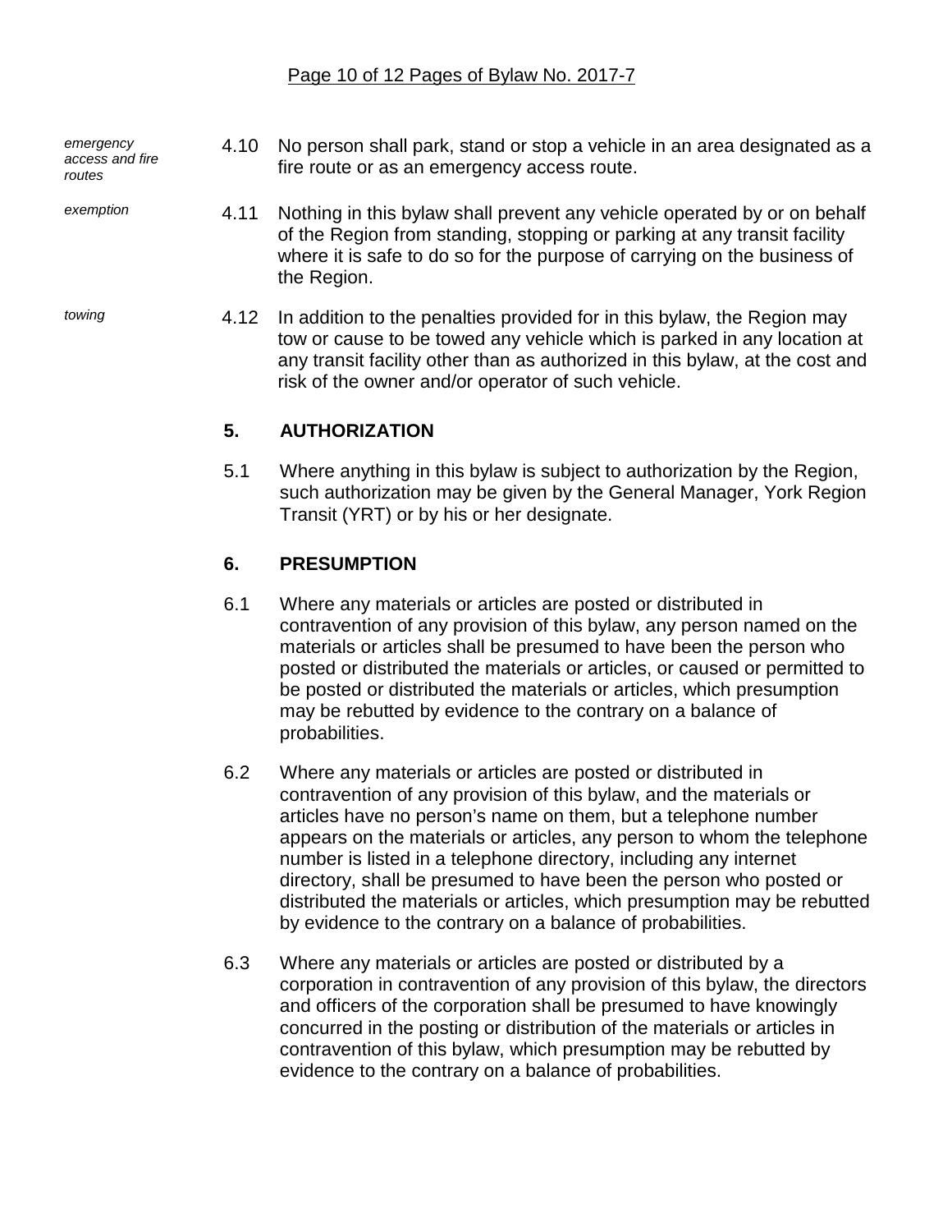*emergency access and fire routes*

4.10 No person shall park, stand or stop a vehicle in an area designated as a fire route or as an emergency access route.

*exemption*

4.11 Nothing in this bylaw shall prevent any vehicle operated by or on behalf of the Region from standing, stopping or parking at any transit facility where it is safe to do so for the purpose of carrying on the business of the Region.

*towing*

4.12 In addition to the penalties provided for in this bylaw, the Region may tow or cause to be towed any vehicle which is parked in any location at any transit facility other than as authorized in this bylaw, at the cost and risk of the owner and/or operator of such vehicle.

## 5. AUTHORIZATION

5.1 Where anything in this bylaw is subject to authorization by the Region, such authorization may be given by the General Manager, York Region Transit (YRT) or by his or her designate.

## 6. PRESUMPTION

6.1 Where any materials or articles are posted or distributed in contravention of any provision of this bylaw, any person named on the materials or articles shall be presumed to have been the person who posted or distributed the materials or articles, or caused or permitted to be posted or distributed the materials or articles, which presumption may be rebutted by evidence to the contrary on a balance of probabilities.

6.2 Where any materials or articles are posted or distributed in contravention of any provision of this bylaw, and the materials or articles have no person's name on them, but a telephone number appears on the materials or articles, any person to whom the telephone number is listed in a telephone directory, including any internet directory, shall be presumed to have been the person who posted or distributed the materials or articles, which presumption may be rebutted by evidence to the contrary on a balance of probabilities.

6.3 Where any materials or articles are posted or distributed by a corporation in contravention of any provision of this bylaw, the directors and officers of the corporation shall be presumed to have knowingly concurred in the posting or distribution of the materials or articles in contravention of this bylaw, which presumption may be rebutted by evidence to the contrary on a balance of probabilities.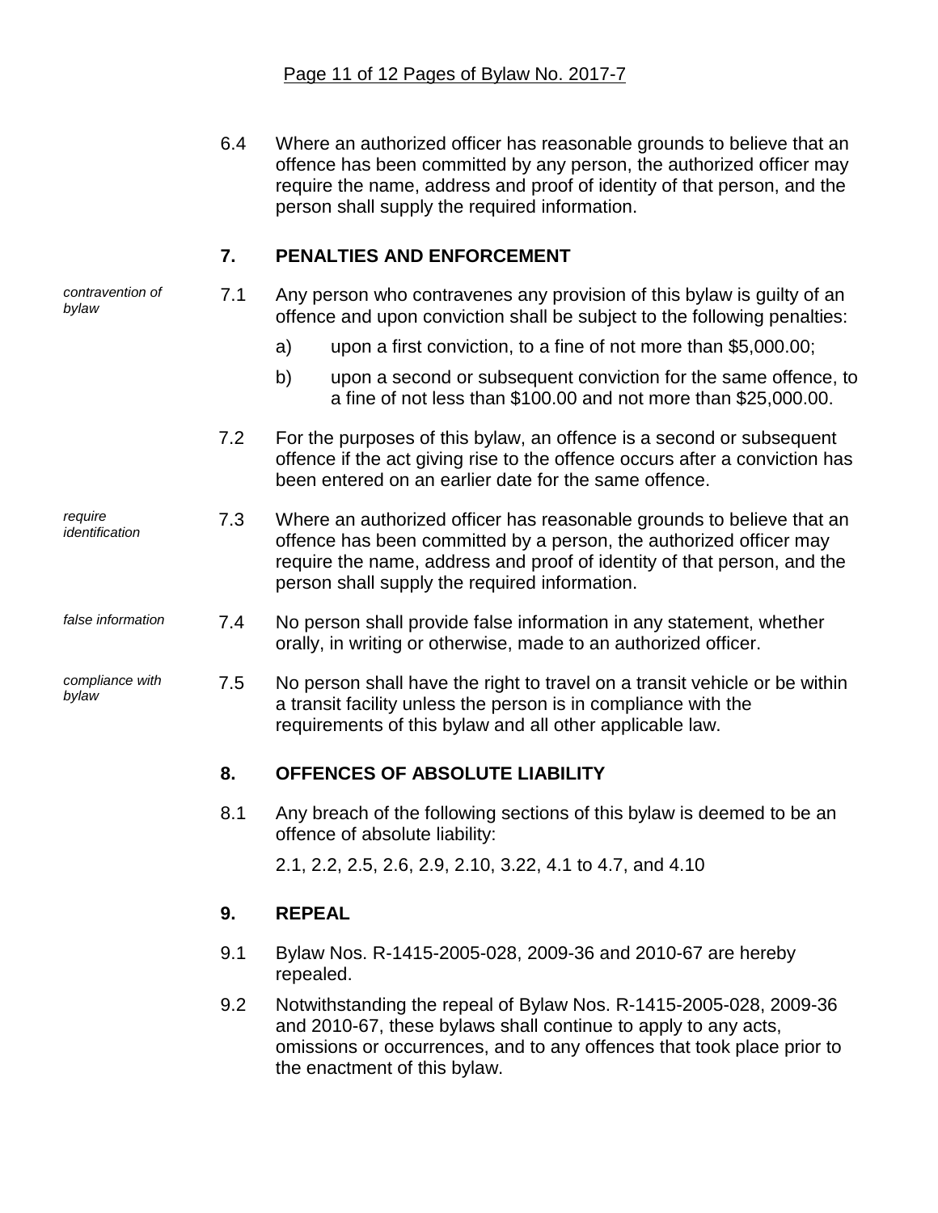6.4 Where an authorized officer has reasonable grounds to believe that an offence has been committed by any person, the authorized officer may require the name, address and proof of identity of that person, and the person shall supply the required information.

## 7. PENALTIES AND ENFORCEMENT

*contravention of bylaw*

7.1 Any person who contravenes any provision of this bylaw is guilty of an offence and upon conviction shall be subject to the following penalties:

a) upon a first conviction, to a fine of not more than $5,000.00;

b) upon a second or subsequent conviction for the same offence, to a fine of not less than $100.00 and not more than $25,000.00.

7.2 For the purposes of this bylaw, an offence is a second or subsequent offence if the act giving rise to the offence occurs after a conviction has been entered on an earlier date for the same offence.

*require identification*

7.3 Where an authorized officer has reasonable grounds to believe that an offence has been committed by a person, the authorized officer may require the name, address and proof of identity of that person, and the person shall supply the required information.

*false information*

7.4 No person shall provide false information in any statement, whether orally, in writing or otherwise, made to an authorized officer.

*compliance with bylaw*

7.5 No person shall have the right to travel on a transit vehicle or be within a transit facility unless the person is in compliance with the requirements of this bylaw and all other applicable law.

## 8. OFFENCES OF ABSOLUTE LIABILITY

8.1 Any breach of the following sections of this bylaw is deemed to be an offence of absolute liability:

2.1, 2.2, 2.5, 2.6, 2.9, 2.10, 3.22, 4.1 to 4.7, and 4.10

## 9. REPEAL

9.1 Bylaw Nos. R-1415-2005-028, 2009-36 and 2010-67 are hereby repealed.

9.2 Notwithstanding the repeal of Bylaw Nos. R-1415-2005-028, 2009-36 and 2010-67, these bylaws shall continue to apply to any acts, omissions or occurrences, and to any offences that took place prior to the enactment of this bylaw.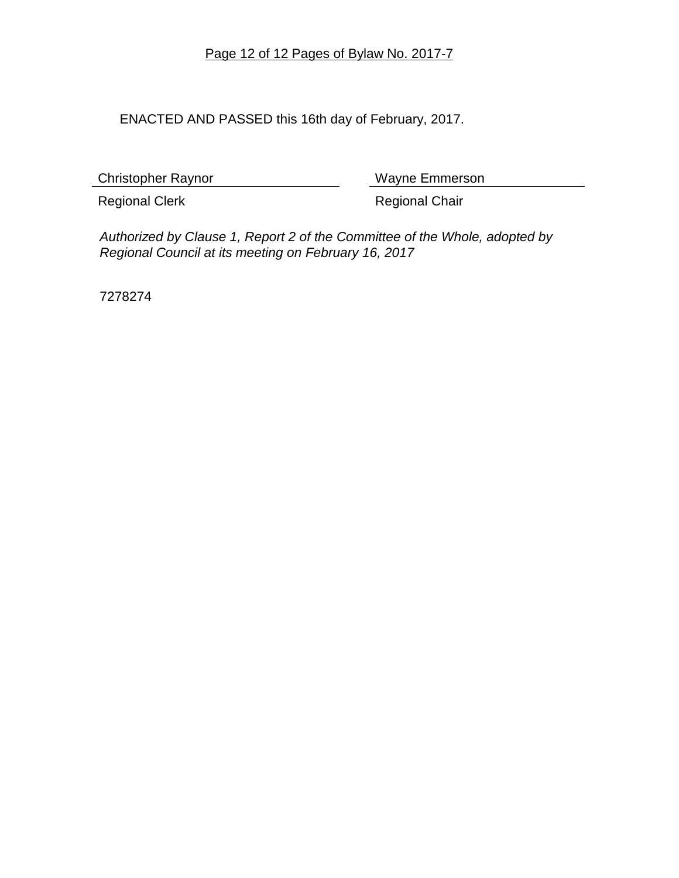ENACTED AND PASSED this 16th day of February, 2017.

| | |
|---|---|
| Christopher Raynor | Wayne Emmerson |
| Regional Clerk | Regional Chair |

*Authorized by Clause 1, Report 2 of the Committee of the Whole, adopted by Regional Council at its meeting on February 16, 2017*

7278274